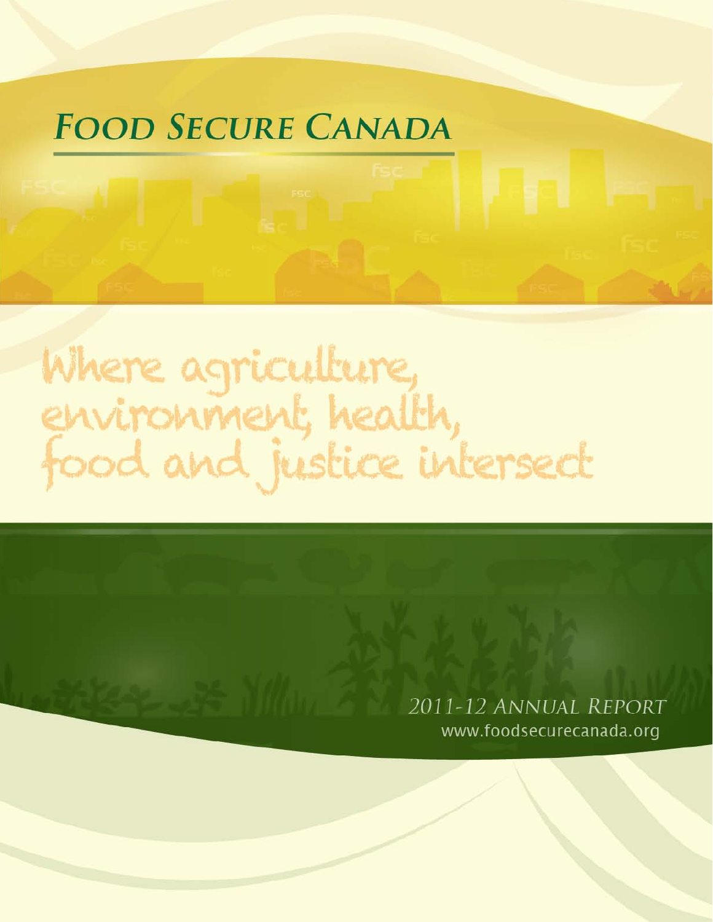# FOOD SECURE CANADA

Where agriculture, environment, health, food and justice intersect

2011-12 ANNUAL REPORT

www.foodsecurecanada.org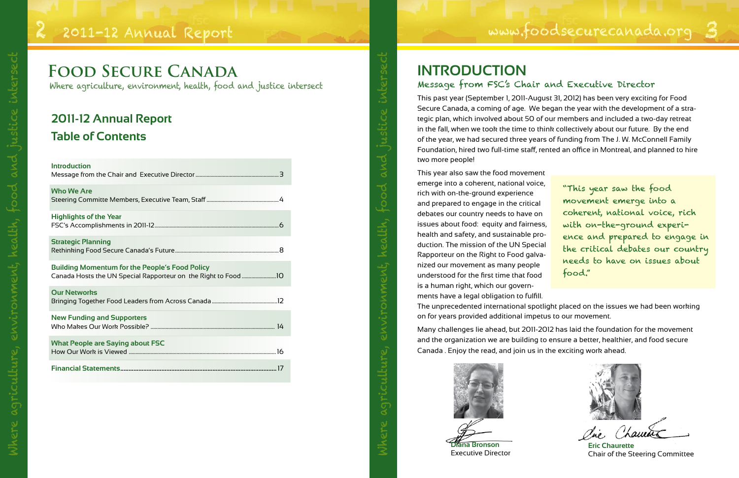# Food Secure Canada

Where agriculture, environment, health, food and justice intersect

## 2011-12 Annual Report

## Table of Contents

| | |
|---|---|
| **Introduction**<br>Message from the Chair and Executive Director | 3 |
| **Who We Are**<br>Steering Committe Members, Executive Team, Staff | 4 |
| **Highlights of the Year**<br>FSC's Accomplishments in 2011-12 | 6 |
| **Strategic Planning**<br>Rethinking Food Secure Canada's Future | 8 |
| **Building Momentum for the People's Food Policy**<br>Canada Hosts the UN Special Rapporteur on the Right to Food | 10 |
| **Our Networks**<br>Bringing Together Food Leaders from Across Canada | 12 |
| **New Funding and Supporters**<br>Who Makes Our Work Possible? | 14 |
| **What People are Saying about FSC**<br>How Our Work is Viewed | 16 |
| **Financial Statements** | 17 |

# INTRODUCTION

## Message from FSC's Chair and Executive Director

This past year (September 1, 2011-August 31, 2012) has been very exciting for Food Secure Canada, a coming of age. We began the year with the development of a strategic plan, which involved about 50 of our members and included a two-day retreat in the fall, when we took the time to think collectively about our future. By the end of the year, we had secured three years of funding from The J. W. McConnell Family Foundation, hired two full-time staff, rented an office in Montreal, and planned to hire two more people!

This year also saw the food movement emerge into a coherent, national voice, rich with on-the-ground experience and prepared to engage in the critical debates our country needs to have on issues about food: equity and fairness, health and safety, and sustainable production. The mission of the UN Special Rapporteur on the Right to Food galvanized our movement as many people understood for the first time that food is a human right, which our governments have a legal obligation to fulfill. The unprecedented international spotlight placed on the issues we had been working on for years provided additional impetus to our movement.

> "This year saw the food movement emerge into a coherent, national voice, rich with on-the-ground experience and prepared to engage in the critical debates our country needs to have on issues about food."

Many challenges lie ahead, but 2011-2012 has laid the foundation for the movement and the organization we are building to ensure a better, healthier, and food secure Canada . Enjoy the read, and join us in the exciting work ahead.

**Diana Bronson**
Executive Director

**Eric Chaurette**
Chair of the Steering Committee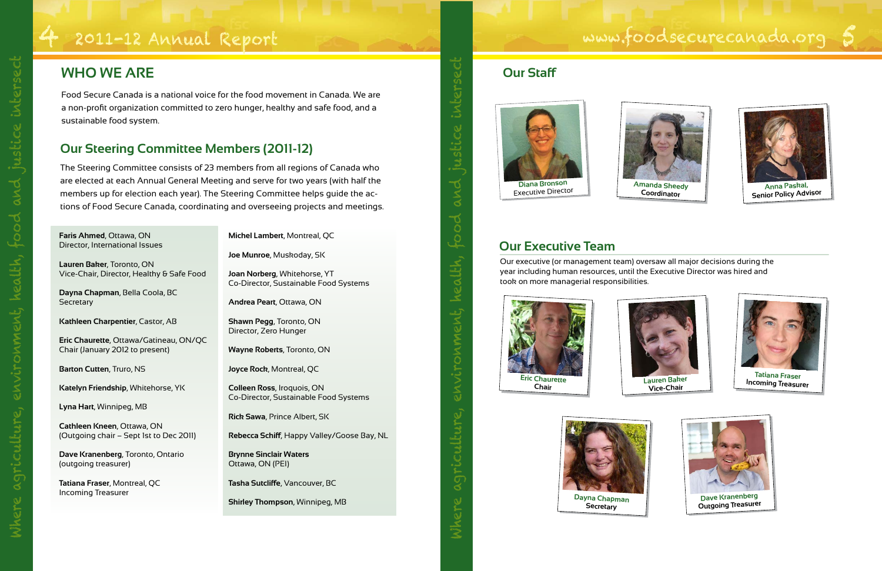## WHO WE ARE

Food Secure Canada is a national voice for the food movement in Canada. We are a non-profit organization committed to zero hunger, healthy and safe food, and a sustainable food system.

## Our Steering Committee Members (2011-12)

The Steering Committee consists of 23 members from all regions of Canada who are elected at each Annual General Meeting and serve for two years (with half the members up for election each year). The Steering Committee helps guide the actions of Food Secure Canada, coordinating and overseeing projects and meetings.

**Faris Ahmed**, Ottawa, ON
Director, International Issues

**Lauren Baker**, Toronto, ON
Vice-Chair, Director, Healthy & Safe Food

**Dayna Chapman**, Bella Coola, BC
Secretary

**Kathleen Charpentier**, Castor, AB

**Eric Chaurette**, Ottawa/Gatineau, ON/QC
Chair (January 2012 to present)

**Barton Cutten**, Truro, NS

**Katelyn Friendship**, Whitehorse, YK

**Lyna Hart**, Winnipeg, MB

**Cathleen Kneen**, Ottawa, ON
(Outgoing chair – Sept 1st to Dec 2011)

**Dave Kranenberg**, Toronto, Ontario
(outgoing treasurer)

**Tatiana Fraser**, Montreal, QC
Incoming Treasurer

**Michel Lambert**, Montreal, QC

**Joe Munroe**, Muskoday, SK

**Joan Norberg**, Whitehorse, YT
Co-Director, Sustainable Food Systems

**Andrea Peart**, Ottawa, ON

**Shawn Pegg**, Toronto, ON
Director, Zero Hunger

**Wayne Roberts**, Toronto, ON

**Joyce Rock**, Montreal, QC

**Colleen Ross**, Iroquois, ON
Co-Director, Sustainable Food Systems

**Rick Sawa**, Prince Albert, SK

**Rebecca Schiff**, Happy Valley/Goose Bay, NL

**Brynne Sinclair Waters**
Ottawa, ON (PEI)

**Tasha Sutcliffe**, Vancouver, BC

**Shirley Thompson**, Winnipeg, MB

## Our Staff

Diana Bronson
Executive Director

Amanda Sheedy
Coordinator

Anna Paskal,
Senior Policy Advisor

## Our Executive Team

Our executive (or management team) oversaw all major decisions during the year including human resources, until the Executive Director was hired and took on more managerial responsibilities.

Eric Chaurette
Chair

Lauren Baker
Vice-Chair

Tatiana Fraser
Incoming Treasurer

Dayna Chapman
Secretary

Dave Kranenberg
Outgoing Treasurer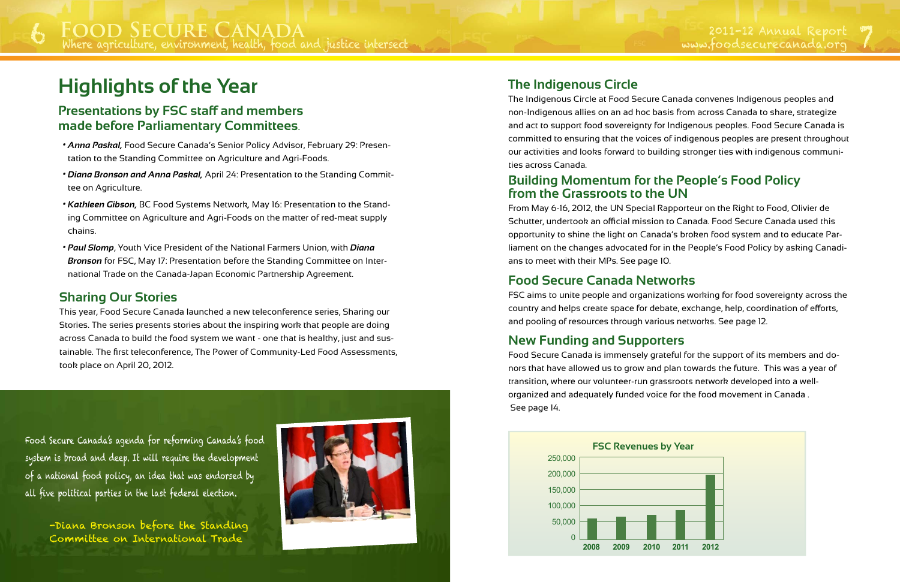# Highlights of the Year

## Presentations by FSC staff and members made before Parliamentary Committees.

- ***Anna Paskal,*** Food Secure Canada's Senior Policy Advisor, February 29: Presentation to the Standing Committee on Agriculture and Agri-Foods.
- ***Diana Bronson and Anna Paskal,*** April 24: Presentation to the Standing Committee on Agriculture.
- ***Kathleen Gibson,*** BC Food Systems Network, May 16: Presentation to the Standing Committee on Agriculture and Agri-Foods on the matter of red-meat supply chains.
- ***Paul Slomp***, Youth Vice President of the National Farmers Union, with ***Diana Bronson*** for FSC, May 17: Presentation before the Standing Committee on International Trade on the Canada-Japan Economic Partnership Agreement.

## Sharing Our Stories

This year, Food Secure Canada launched a new teleconference series, Sharing our Stories. The series presents stories about the inspiring work that people are doing across Canada to build the food system we want - one that is healthy, just and sustainable. The first teleconference, The Power of Community-Led Food Assessments, took place on April 20, 2012.

Food Secure Canada's agenda for reforming Canada's food system is broad and deep. It will require the development of a national food policy, an idea that was endorsed by all five political parties in the last federal election.

-Diana Bronson before the Standing Committee on International Trade

## The Indigenous Circle

The Indigenous Circle at Food Secure Canada convenes Indigenous peoples and non-Indigenous allies on an ad hoc basis from across Canada to share, strategize and act to support food sovereignty for Indigenous peoples. Food Secure Canada is committed to ensuring that the voices of indigenous peoples are present throughout our activities and looks forward to building stronger ties with indigenous communities across Canada.

## Building Momentum for the People's Food Policy from the Grassroots to the UN

From May 6-16, 2012, the UN Special Rapporteur on the Right to Food, Olivier de Schutter, undertook an official mission to Canada. Food Secure Canada used this opportunity to shine the light on Canada's broken food system and to educate Parliament on the changes advocated for in the People's Food Policy by asking Canadians to meet with their MPs. See page 10.

## Food Secure Canada Networks

FSC aims to unite people and organizations working for food sovereignty across the country and helps create space for debate, exchange, help, coordination of efforts, and pooling of resources through various networks. See page 12.

## New Funding and Supporters

Food Secure Canada is immensely grateful for the support of its members and donors that have allowed us to grow and plan towards the future. This was a year of transition, where our volunteer-run grassroots network developed into a well-organized and adequately funded voice for the food movement in Canada . See page 14.

**FSC Revenues by Year**

| Year | Revenue (approx.) |
|---|---|
| 2008 | ~65,000 |
| 2009 | ~70,000 |
| 2010 | ~75,000 |
| 2011 | ~90,000 |
| 2012 | ~200,000 |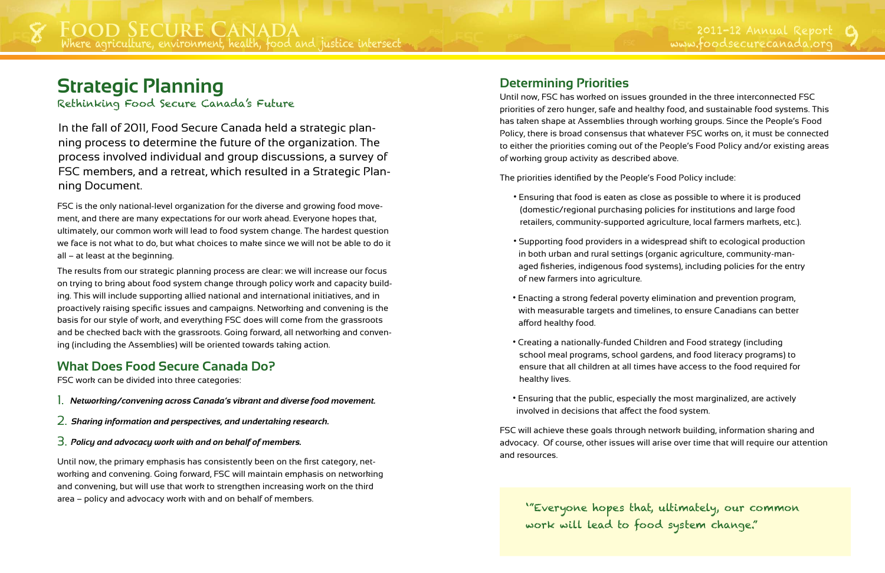## Strategic Planning

### Rethinking Food Secure Canada's Future

In the fall of 2011, Food Secure Canada held a strategic planning process to determine the future of the organization. The process involved individual and group discussions, a survey of FSC members, and a retreat, which resulted in a Strategic Planning Document.

FSC is the only national-level organization for the diverse and growing food movement, and there are many expectations for our work ahead. Everyone hopes that, ultimately, our common work will lead to food system change. The hardest question we face is not what to do, but what choices to make since we will not be able to do it all – at least at the beginning.

The results from our strategic planning process are clear: we will increase our focus on trying to bring about food system change through policy work and capacity building. This will include supporting allied national and international initiatives, and in proactively raising specific issues and campaigns. Networking and convening is the basis for our style of work, and everything FSC does will come from the grassroots and be checked back with the grassroots. Going forward, all networking and convening (including the Assemblies) will be oriented towards taking action.

## What Does Food Secure Canada Do?

FSC work can be divided into three categories:

1. ***Networking/convening across Canada's vibrant and diverse food movement.***
2. ***Sharing information and perspectives, and undertaking research.***
3. ***Policy and advocacy work with and on behalf of members.***

Until now, the primary emphasis has consistently been on the first category, networking and convening. Going forward, FSC will maintain emphasis on networking and convening, but will use that work to strengthen increasing work on the third area – policy and advocacy work with and on behalf of members.

## Determining Priorities

Until now, FSC has worked on issues grounded in the three interconnected FSC priorities of zero hunger, safe and healthy food, and sustainable food systems. This has taken shape at Assemblies through working groups. Since the People's Food Policy, there is broad consensus that whatever FSC works on, it must be connected to either the priorities coming out of the People's Food Policy and/or existing areas of working group activity as described above.

The priorities identified by the People's Food Policy include:

- Ensuring that food is eaten as close as possible to where it is produced (domestic/regional purchasing policies for institutions and large food retailers, community-supported agriculture, local farmers markets, etc.).
- Supporting food providers in a widespread shift to ecological production in both urban and rural settings (organic agriculture, community-managed fisheries, indigenous food systems), including policies for the entry of new farmers into agriculture.
- Enacting a strong federal poverty elimination and prevention program, with measurable targets and timelines, to ensure Canadians can better afford healthy food.
- Creating a nationally-funded Children and Food strategy (including school meal programs, school gardens, and food literacy programs) to ensure that all children at all times have access to the food required for healthy lives.
- Ensuring that the public, especially the most marginalized, are actively involved in decisions that affect the food system.

FSC will achieve these goals through network building, information sharing and advocacy. Of course, other issues will arise over time that will require our attention and resources.

"Everyone hopes that, ultimately, our common work will lead to food system change."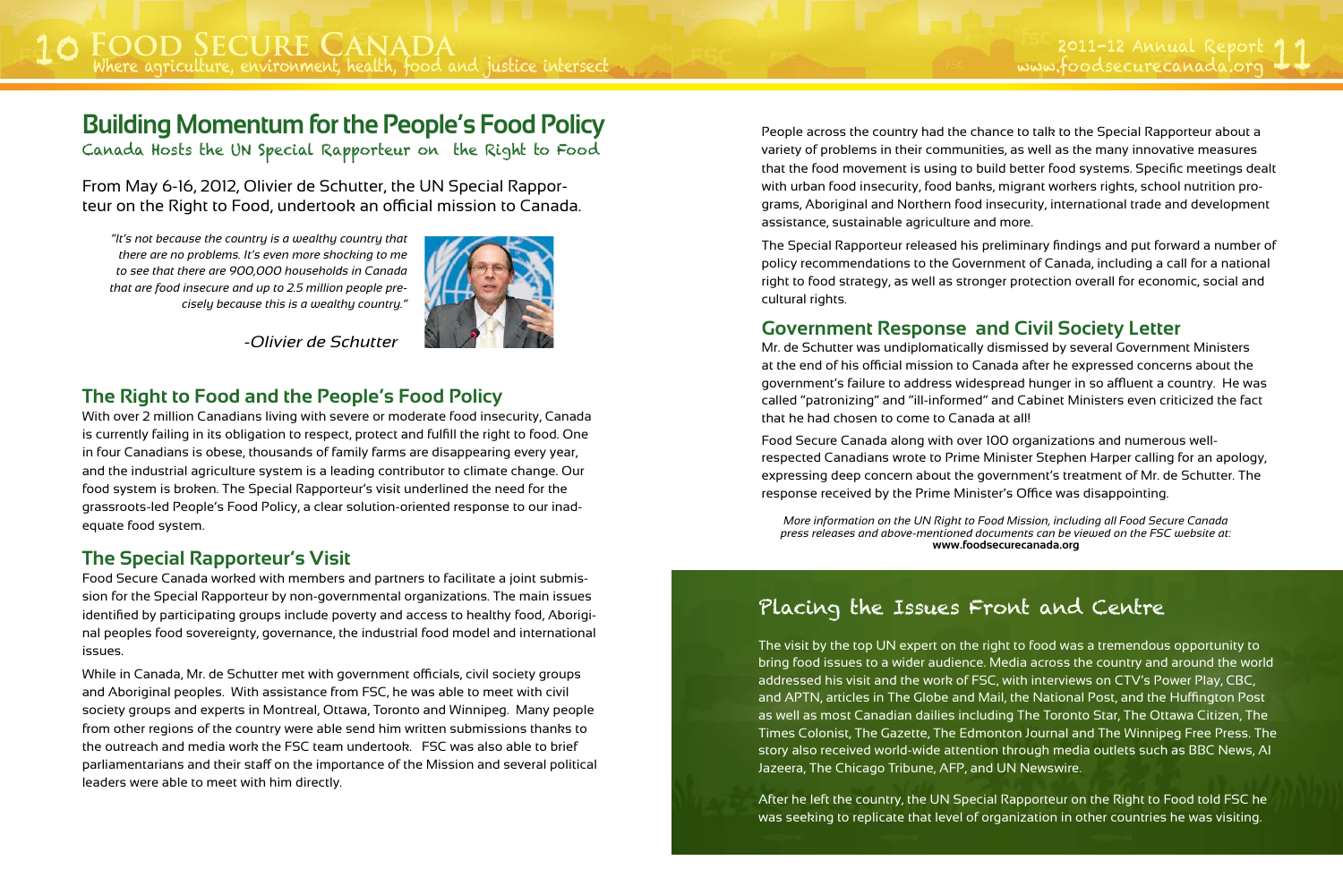# Building Momentum for the People's Food Policy

## Canada Hosts the UN Special Rapporteur on the Right to Food

From May 6-16, 2012, Olivier de Schutter, the UN Special Rapporteur on the Right to Food, undertook an official mission to Canada.

> *"It's not because the country is a wealthy country that there are no problems. It's even more shocking to me to see that there are 900,000 households in Canada that are food insecure and up to 2.5 million people precisely because this is a wealthy country."*
>
> *-Olivier de Schutter*

### The Right to Food and the People's Food Policy

With over 2 million Canadians living with severe or moderate food insecurity, Canada is currently failing in its obligation to respect, protect and fulfill the right to food. One in four Canadians is obese, thousands of family farms are disappearing every year, and the industrial agriculture system is a leading contributor to climate change. Our food system is broken. The Special Rapporteur's visit underlined the need for the grassroots-led People's Food Policy, a clear solution-oriented response to our inadequate food system.

### The Special Rapporteur's Visit

Food Secure Canada worked with members and partners to facilitate a joint submission for the Special Rapporteur by non-governmental organizations. The main issues identified by participating groups include poverty and access to healthy food, Aboriginal peoples food sovereignty, governance, the industrial food model and international issues.

While in Canada, Mr. de Schutter met with government officials, civil society groups and Aboriginal peoples. With assistance from FSC, he was able to meet with civil society groups and experts in Montreal, Ottawa, Toronto and Winnipeg. Many people from other regions of the country were able send him written submissions thanks to the outreach and media work the FSC team undertook. FSC was also able to brief parliamentarians and their staff on the importance of the Mission and several political leaders were able to meet with him directly.

People across the country had the chance to talk to the Special Rapporteur about a variety of problems in their communities, as well as the many innovative measures that the food movement is using to build better food systems. Specific meetings dealt with urban food insecurity, food banks, migrant workers rights, school nutrition programs, Aboriginal and Northern food insecurity, international trade and development assistance, sustainable agriculture and more.

The Special Rapporteur released his preliminary findings and put forward a number of policy recommendations to the Government of Canada, including a call for a national right to food strategy, as well as stronger protection overall for economic, social and cultural rights.

### Government Response and Civil Society Letter

Mr. de Schutter was undiplomatically dismissed by several Government Ministers at the end of his official mission to Canada after he expressed concerns about the government's failure to address widespread hunger in so affluent a country. He was called "patronizing" and "ill-informed" and Cabinet Ministers even criticized the fact that he had chosen to come to Canada at all!

Food Secure Canada along with over 100 organizations and numerous well-respected Canadians wrote to Prime Minister Stephen Harper calling for an apology, expressing deep concern about the government's treatment of Mr. de Schutter. The response received by the Prime Minister's Office was disappointing.

*More information on the UN Right to Food Mission, including all Food Secure Canada press releases and above-mentioned documents can be viewed on the FSC website at:* **www.foodsecurecanada.org**

## Placing the Issues Front and Centre

The visit by the top UN expert on the right to food was a tremendous opportunity to bring food issues to a wider audience. Media across the country and around the world addressed his visit and the work of FSC, with interviews on CTV's Power Play, CBC, and APTN, articles in The Globe and Mail, the National Post, and the Huffington Post as well as most Canadian dailies including The Toronto Star, The Ottawa Citizen, The Times Colonist, The Gazette, The Edmonton Journal and The Winnipeg Free Press. The story also received world-wide attention through media outlets such as BBC News, Al Jazeera, The Chicago Tribune, AFP, and UN Newswire.

After he left the country, the UN Special Rapporteur on the Right to Food told FSC he was seeking to replicate that level of organization in other countries he was visiting.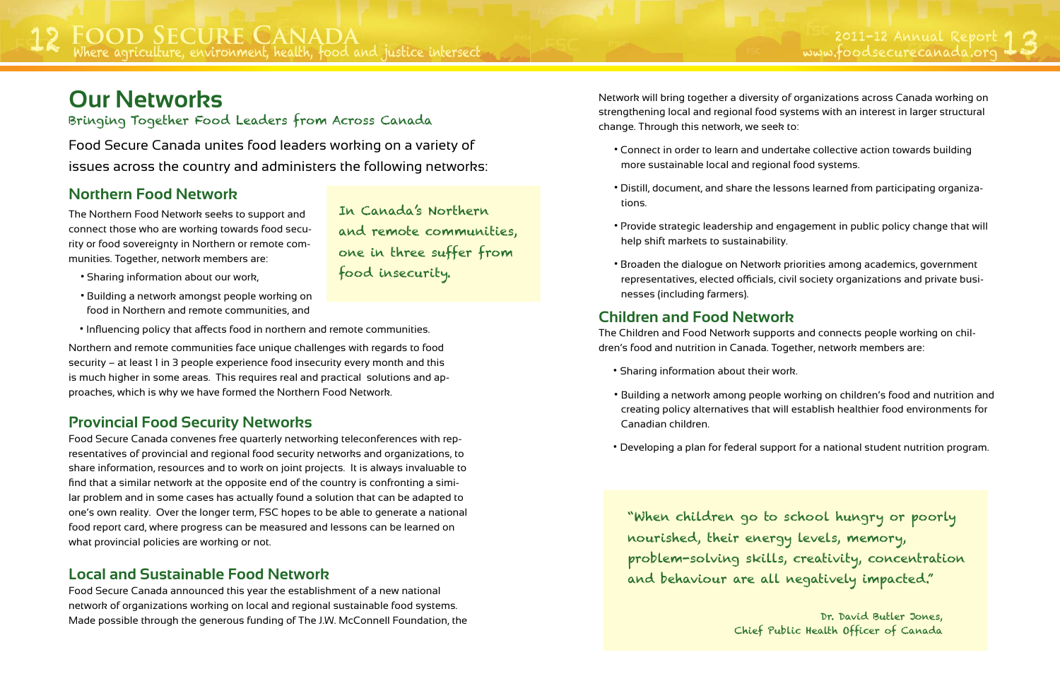# Our Networks

## Bringing Together Food Leaders from Across Canada

Food Secure Canada unites food leaders working on a variety of issues across the country and administers the following networks:

### Northern Food Network

The Northern Food Network seeks to support and connect those who are working towards food security or food sovereignty in Northern or remote communities. Together, network members are:

- Sharing information about our work,
- Building a network amongst people working on food in Northern and remote communities, and
- Influencing policy that affects food in northern and remote communities.

> In Canada's Northern and remote communities, one in three suffer from food insecurity.

Northern and remote communities face unique challenges with regards to food security – at least 1 in 3 people experience food insecurity every month and this is much higher in some areas. This requires real and practical solutions and approaches, which is why we have formed the Northern Food Network.

### Provincial Food Security Networks

Food Secure Canada convenes free quarterly networking teleconferences with representatives of provincial and regional food security networks and organizations, to share information, resources and to work on joint projects. It is always invaluable to find that a similar network at the opposite end of the country is confronting a similar problem and in some cases has actually found a solution that can be adapted to one's own reality. Over the longer term, FSC hopes to be able to generate a national food report card, where progress can be measured and lessons can be learned on what provincial policies are working or not.

### Local and Sustainable Food Network

Food Secure Canada announced this year the establishment of a new national network of organizations working on local and regional sustainable food systems. Made possible through the generous funding of The J.W. McConnell Foundation, the Network will bring together a diversity of organizations across Canada working on strengthening local and regional food systems with an interest in larger structural change. Through this network, we seek to:

- Connect in order to learn and undertake collective action towards building more sustainable local and regional food systems.
- Distill, document, and share the lessons learned from participating organizations.
- Provide strategic leadership and engagement in public policy change that will help shift markets to sustainability.
- Broaden the dialogue on Network priorities among academics, government representatives, elected officials, civil society organizations and private businesses (including farmers).

### Children and Food Network

The Children and Food Network supports and connects people working on children's food and nutrition in Canada. Together, network members are:

- Sharing information about their work.
- Building a network among people working on children's food and nutrition and creating policy alternatives that will establish healthier food environments for Canadian children.
- Developing a plan for federal support for a national student nutrition program.

> "When children go to school hungry or poorly nourished, their energy levels, memory, problem-solving skills, creativity, concentration and behaviour are all negatively impacted."
>
> Dr. David Butler Jones,
> Chief Public Health Officer of Canada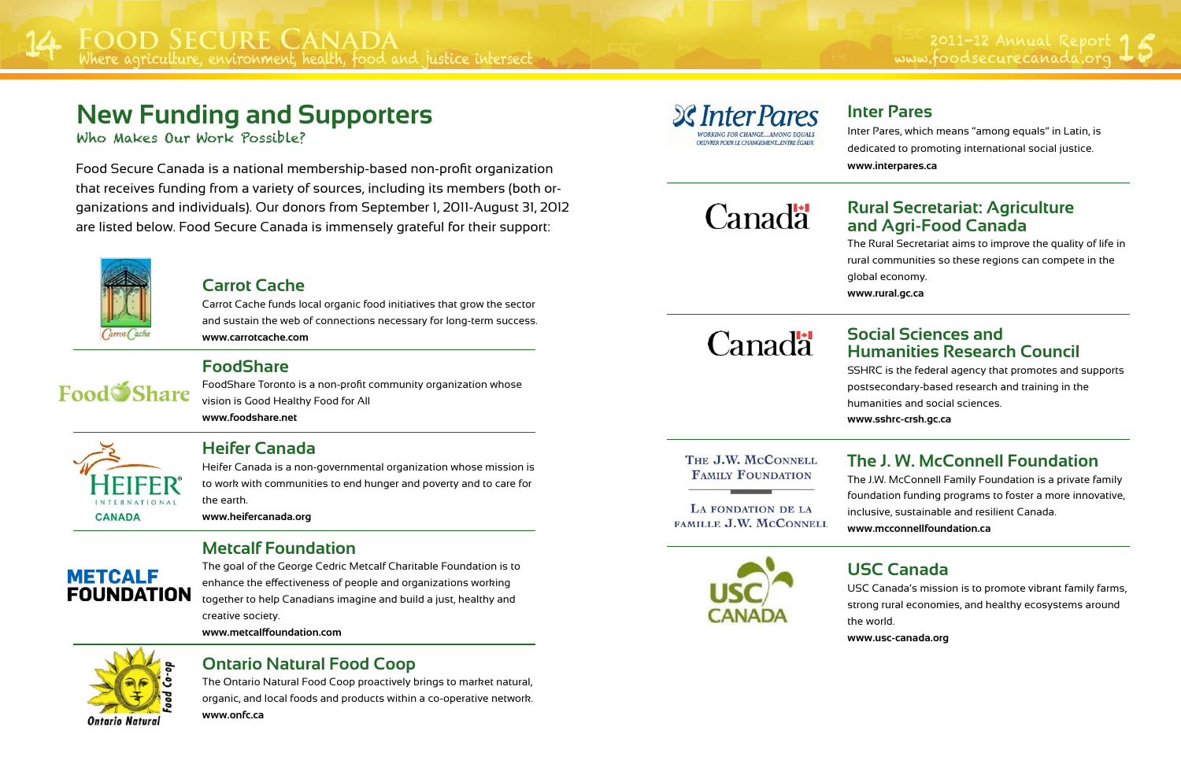# New Funding and Supporters

Who Makes Our Work Possible?

Food Secure Canada is a national membership-based non-profit organization that receives funding from a variety of sources, including its members (both organizations and individuals). Our donors from September 1, 2011-August 31, 2012 are listed below. Food Secure Canada is immensely grateful for their support:

## Carrot Cache

Carrot Cache funds local organic food initiatives that grow the sector and sustain the web of connections necessary for long-term success.

**www.carrotcache.com**

## FoodShare

FoodShare Toronto is a non-profit community organization whose vision is Good Healthy Food for All

**www.foodshare.net**

## Heifer Canada

Heifer Canada is a non-governmental organization whose mission is to work with communities to end hunger and poverty and to care for the earth.

**www.heifercanada.org**

## Metcalf Foundation

The goal of the George Cedric Metcalf Charitable Foundation is to enhance the effectiveness of people and organizations working together to help Canadians imagine and build a just, healthy and creative society.

**www.metcalffoundation.com**

## Ontario Natural Food Coop

The Ontario Natural Food Coop proactively brings to market natural, organic, and local foods and products within a co-operative network.

**www.onfc.ca**

## Inter Pares

Inter Pares, which means "among equals" in Latin, is dedicated to promoting international social justice.

**www.interpares.ca**

## Rural Secretariat: Agriculture and Agri-Food Canada

The Rural Secretariat aims to improve the quality of life in rural communities so these regions can compete in the global economy.

**www.rural.gc.ca**

## Social Sciences and Humanities Research Council

SSHRC is the federal agency that promotes and supports postsecondary-based research and training in the humanities and social sciences.

**www.sshrc-crsh.gc.ca**

## The J. W. McConnell Foundation

The J.W. McConnell Family Foundation is a private family foundation funding programs to foster a more innovative, inclusive, sustainable and resilient Canada.

**www.mcconnellfoundation.ca**

## USC Canada

USC Canada's mission is to promote vibrant family farms, strong rural economies, and healthy ecosystems around the world.

**www.usc-canada.org**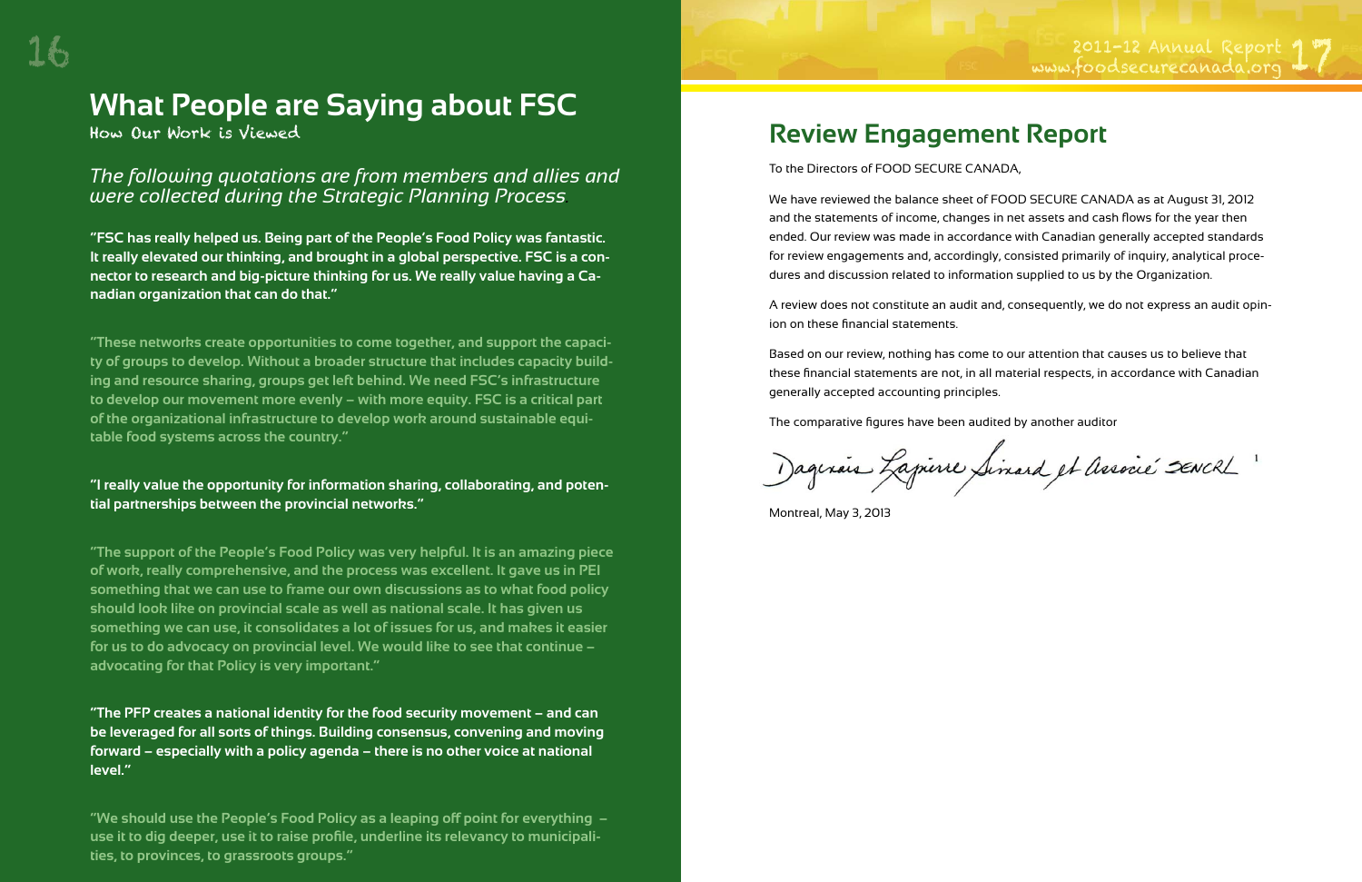# What People are Saying about FSC

How Our Work is Viewed

*The following quotations are from members and allies and were collected during the Strategic Planning Process*

**"FSC has really helped us. Being part of the People's Food Policy was fantastic. It really elevated our thinking, and brought in a global perspective. FSC is a connector to research and big-picture thinking for us. We really value having a Canadian organization that can do that."**

**"These networks create opportunities to come together, and support the capacity of groups to develop. Without a broader structure that includes capacity building and resource sharing, groups get left behind. We need FSC's infrastructure to develop our movement more evenly – with more equity. FSC is a critical part of the organizational infrastructure to develop work around sustainable equitable food systems across the country."**

**"I really value the opportunity for information sharing, collaborating, and potential partnerships between the provincial networks."**

**"The support of the People's Food Policy was very helpful. It is an amazing piece of work, really comprehensive, and the process was excellent. It gave us in PEI something that we can use to frame our own discussions as to what food policy should look like on provincial scale as well as national scale. It has given us something we can use, it consolidates a lot of issues for us, and makes it easier for us to do advocacy on provincial level. We would like to see that continue – advocating for that Policy is very important."**

**"The PFP creates a national identity for the food security movement – and can be leveraged for all sorts of things. Building consensus, convening and moving forward – especially with a policy agenda – there is no other voice at national level."**

**"We should use the People's Food Policy as a leaping off point for everything – use it to dig deeper, use it to raise profile, underline its relevancy to municipalities, to provinces, to grassroots groups."**

## Review Engagement Report

To the Directors of FOOD SECURE CANADA,

We have reviewed the balance sheet of FOOD SECURE CANADA as at August 31, 2012 and the statements of income, changes in net assets and cash flows for the year then ended. Our review was made in accordance with Canadian generally accepted standards for review engagements and, accordingly, consisted primarily of inquiry, analytical procedures and discussion related to information supplied to us by the Organization.

A review does not constitute an audit and, consequently, we do not express an audit opinion on these financial statements.

Based on our review, nothing has come to our attention that causes us to believe that these financial statements are not, in all material respects, in accordance with Canadian generally accepted accounting principles.

The comparative figures have been audited by another auditor

Dagenais Lapierre Simard et Associé SENCRL [1]

Montreal, May 3, 2013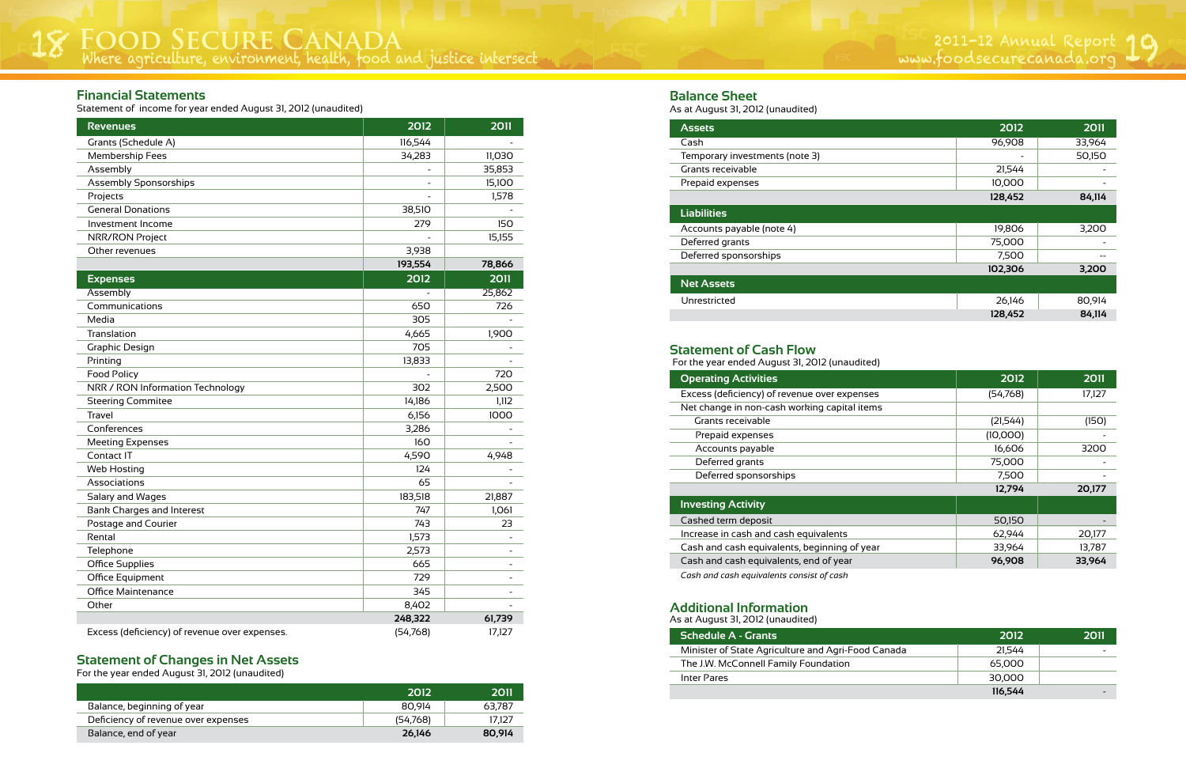## Financial Statements

Statement of income for year ended August 31, 2012 (unaudited)

| Revenues | 2012 | 2011 |
|---|---|---|
| Grants (Schedule A) | 116,544 | - |
| Membership Fees | 34,283 | 11,030 |
| Assembly | - | 35,853 |
| Assembly Sponsorships | - | 15,100 |
| Projects | - | 1,578 |
| General Donations | 38,510 | - |
| Investment Income | 279 | 150 |
| NRR/RON Project | - | 15,155 |
| Other revenues | 3,938 | |
| | **193,554** | **78,866** |
| **Expenses** | **2012** | **2011** |
| Assembly | - | 25,862 |
| Communications | 650 | 726 |
| Media | 305 | - |
| Translation | 4,665 | 1,900 |
| Graphic Design | 705 | - |
| Printing | 13,833 | - |
| Food Policy | - | 720 |
| NRR / RON Information Technology | 302 | 2,500 |
| Steering Commitee | 14,186 | 1,112 |
| Travel | 6,156 | 1000 |
| Conferences | 3,286 | - |
| Meeting Expenses | 160 | - |
| Contact IT | 4,590 | 4,948 |
| Web Hosting | 124 | - |
| Associations | 65 | - |
| Salary and Wages | 183,518 | 21,887 |
| Bank Charges and Interest | 747 | 1,061 |
| Postage and Courier | 743 | 23 |
| Rental | 1,573 | - |
| Telephone | 2,573 | - |
| Office Supplies | 665 | - |
| Office Equipment | 729 | - |
| Office Maintenance | 345 | - |
| Other | 8,402 | - |
| | **248,322** | **61,739** |
| Excess (deficiency) of revenue over expenses. | (54,768) | 17,127 |

## Statement of Changes in Net Assets

For the year ended August 31, 2012 (unaudited)

| | 2012 | 2011 |
|---|---|---|
| Balance, beginning of year | 80,914 | 63,787 |
| Deficiency of revenue over expenses | (54,768) | 17,127 |
| Balance, end of year | **26,146** | **80,914** |

## Balance Sheet

As at August 31, 2012 (unaudited)

| Assets | 2012 | 2011 |
|---|---|---|
| Cash | 96,908 | 33,964 |
| Temporary investments (note 3) | - | 50,150 |
| Grants receivable | 21,544 | - |
| Prepaid expenses | 10,000 | - |
| | **128,452** | **84,114** |
| **Liabilities** | | |
| Accounts payable (note 4) | 19,806 | 3,200 |
| Deferred grants | 75,000 | - |
| Deferred sponsorships | 7,500 | -- |
| | **102,306** | **3,200** |
| **Net Assets** | | |
| Unrestricted | 26,146 | 80,914 |
| | **128,452** | **84,114** |

## Statement of Cash Flow

For the year ended August 31, 2012 (unaudited)

| Operating Activities | 2012 | 2011 |
|---|---|---|
| Excess (deficiency) of revenue over expenses | (54,768) | 17,127 |
| Net change in non-cash working capital items | | |
| Grants receivable | (21,544) | (150) |
| Prepaid expenses | (10,000) | - |
| Accounts payable | 16,606 | 3200 |
| Deferred grants | 75,000 | - |
| Deferred sponsorships | 7,500 | - |
| | **12,794** | **20,177** |
| **Investing Activity** | | |
| Cashed term deposit | 50,150 | - |
| Increase in cash and cash equivalents | 62,944 | 20,177 |
| Cash and cash equivalents, beginning of year | 33,964 | 13,787 |
| Cash and cash equivalents, end of year | **96,908** | **33,964** |

*Cash and cash equivalents consist of cash*

## Additional Information

As at August 31, 2012 (unaudited)

| Schedule A - Grants | 2012 | 2011 |
|---|---|---|
| Minister of State Agriculture and Agri-Food Canada | 21,544 | - |
| The J.W. McConnell Family Foundation | 65,000 | |
| Inter Pares | 30,000 | |
| | **116,544** | - |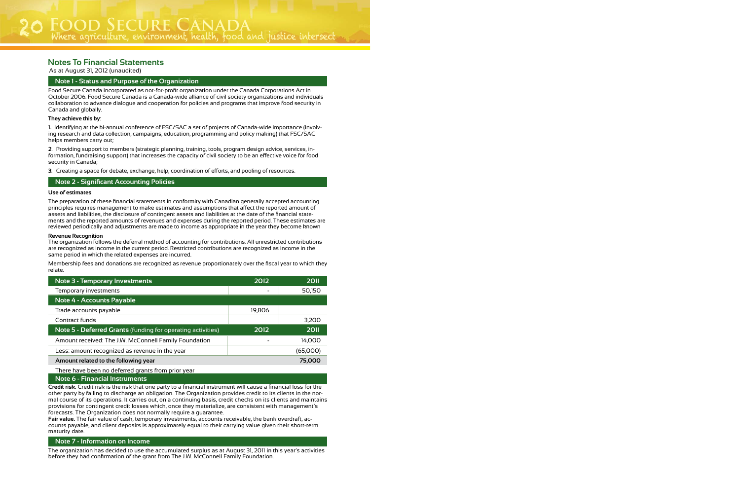## Notes To Financial Statements

As at August 31, 2012 (unaudited)

### Note 1 - Status and Purpose of the Organization

Food Secure Canada incorporated as not-for-profit organization under the Canada Corporations Act in October 2006. Food Secure Canada is a Canada-wide alliance of civil society organizations and individuals collaboration to advance dialogue and cooperation for policies and programs that improve food security in Canada and globally.

**They achieve this by**:

**1.** Identifying at the bi-annual conference of FSC/SAC a set of projects of Canada-wide importance (involving research and data collection, campaigns, education, programming and policy making) that FSC/SAC helps members carry out;

**2**. Providing support to members (strategic planning, training, tools, program design advice, services, information, fundraising support) that increases the capacity of civil society to be an effective voice for food security in Canada;

**3**. Creating a space for debate, exchange, help, coordination of efforts, and pooling of resources.

### Note 2 - Significant Accounting Policies

**Use of estimates**

The preparation of these financial statements in conformity with Canadian generally accepted accounting principles requires management to make estimates and assumptions that affect the reported amount of assets and liabilities, the disclosure of contingent assets and liabilities at the date of the financial statements and the reported amounts of revenues and expenses during the reported period. These estimates are reviewed periodically and adjustments are made to income as appropriate in the year they become known

**Revenue Recognition**

The organization follows the deferral method of accounting for contributions. All unrestricted contributions are recognized as income in the current period. Restricted contributions are recognized as income in the same period in which the related expenses are incurred.

Membership fees and donations are recognized as revenue proportionately over the fiscal year to which they relate.

| Note 3 - Temporary Investments | 2012 | 2011 |
|---|---|---|
| Temporary investments | - | 50,150 |
| **Note 4 - Accounts Payable** | | |
| Trade accounts payable | 19,806 | |
| Contract funds | | 3,200 |
| **Note 5 - Deferred Grants** (funding for operating activities) | **2012** | **2011** |
| Amount received: The J.W. McConnell Family Foundation | - | 14,000 |
| Less: amount recognized as revenue in the year | | (65,000) |
| **Amount related to the following year** | | **75,000** |

There have been no deferred grants from prior year

### Note 6 - Financial Instruments

**Credit risk.** Credit risk is the risk that one party to a financial instrument will cause a financial loss for the other party by failing to discharge an obligation. The Organization provides credit to its clients in the normal course of its operations. It carries out, on a continuing basis, credit checks on its clients and maintains provisions for contingent credit losses which, once they materialize, are consistent with management's forecasts. The Organization does not normally require a guarantee.

**Fair value.** The fair value of cash, temporary investments, accounts receivable, the bank overdraft, accounts payable, and client deposits is approximately equal to their carrying value given their short-term maturity date.

### Note 7 - Information on Income

The organization has decided to use the accumulated surplus as at August 31, 2011 in this year's activities before they had confirmation of the grant from The J.W. McConnell Family Foundation.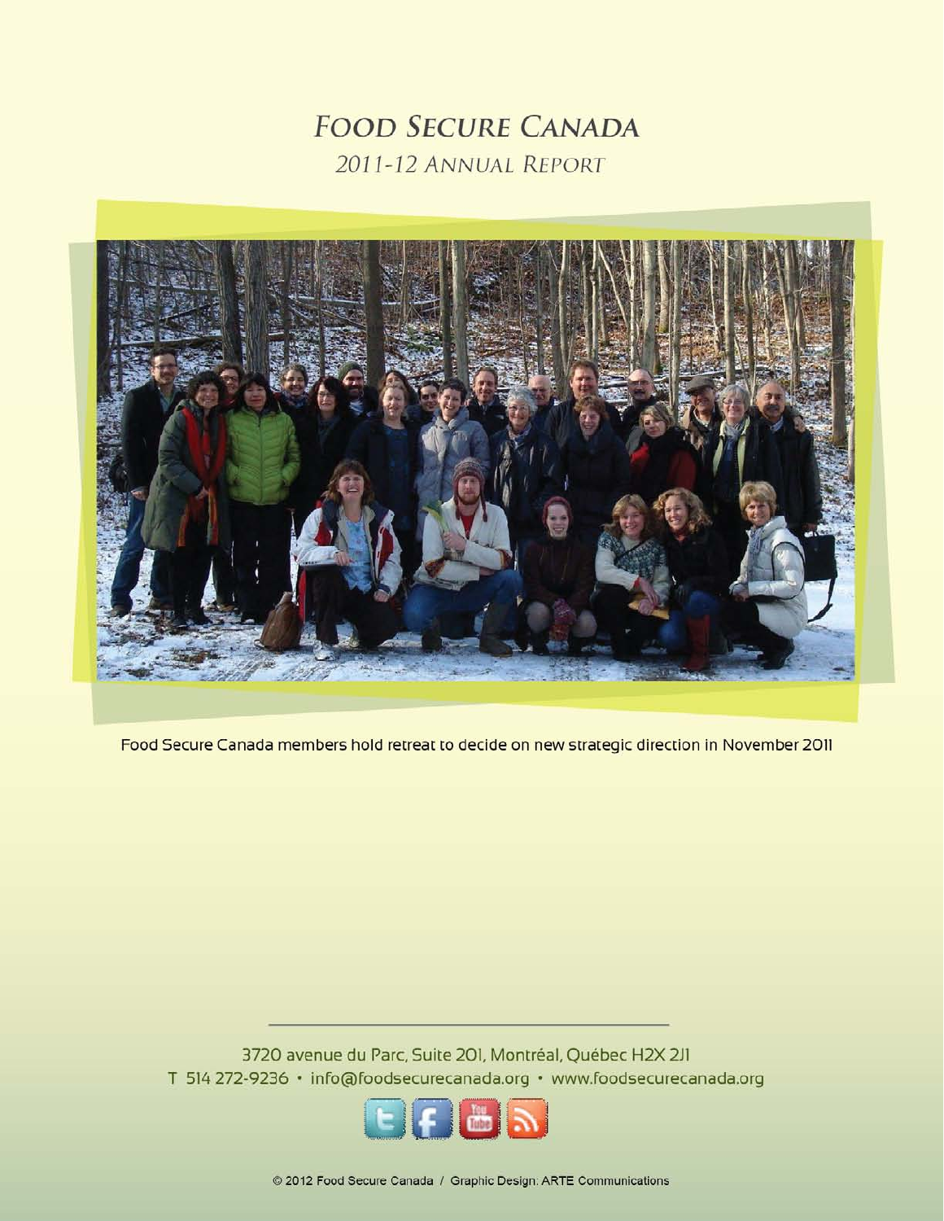# FOOD SECURE CANADA

## 2011-12 ANNUAL REPORT

Food Secure Canada members hold retreat to decide on new strategic direction in November 2011

3720 avenue du Parc, Suite 201, Montréal, Québec H2X 2J1

T 514 272-9236 • info@foodsecurecanada.org • www.foodsecurecanada.org

© 2012 Food Secure Canada / Graphic Design: ARTE Communications